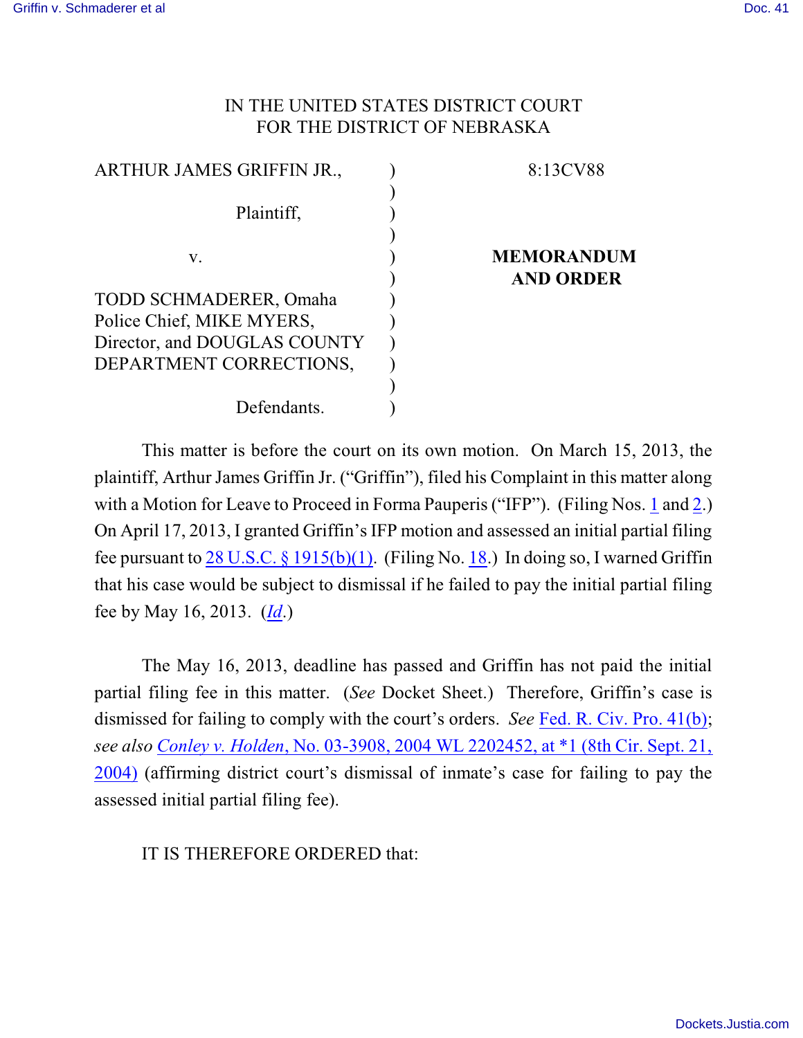IN THE UNITED STATES DISTRICT COURT
FOR THE DISTRICT OF NEBRASKA

| | | |
|---|---|---|
| ARTHUR JAMES GRIFFIN JR., | ) | 8:13CV88 |
| Plaintiff, | ) | |
| v. | ) | **MEMORANDUM AND ORDER** |
| TODD SCHMADERER, Omaha Police Chief, MIKE MYERS, Director, and DOUGLAS COUNTY DEPARTMENT CORRECTIONS, | ) | |
| Defendants. | ) | |

This matter is before the court on its own motion. On March 15, 2013, the plaintiff, Arthur James Griffin Jr. ("Griffin"), filed his Complaint in this matter along with a Motion for Leave to Proceed in Forma Pauperis ("IFP"). (Filing Nos. 1 and 2.) On April 17, 2013, I granted Griffin's IFP motion and assessed an initial partial filing fee pursuant to 28 U.S.C. § 1915(b)(1). (Filing No. 18.) In doing so, I warned Griffin that his case would be subject to dismissal if he failed to pay the initial partial filing fee by May 16, 2013. (*Id*.)

The May 16, 2013, deadline has passed and Griffin has not paid the initial partial filing fee in this matter. (*See* Docket Sheet.) Therefore, Griffin's case is dismissed for failing to comply with the court's orders. *See* Fed. R. Civ. Pro. 41(b); *see also* *Conley v. Holden*, No. 03-3908, 2004 WL 2202452, at *1 (8th Cir. Sept. 21, 2004) (affirming district court's dismissal of inmate's case for failing to pay the assessed initial partial filing fee).

IT IS THEREFORE ORDERED that: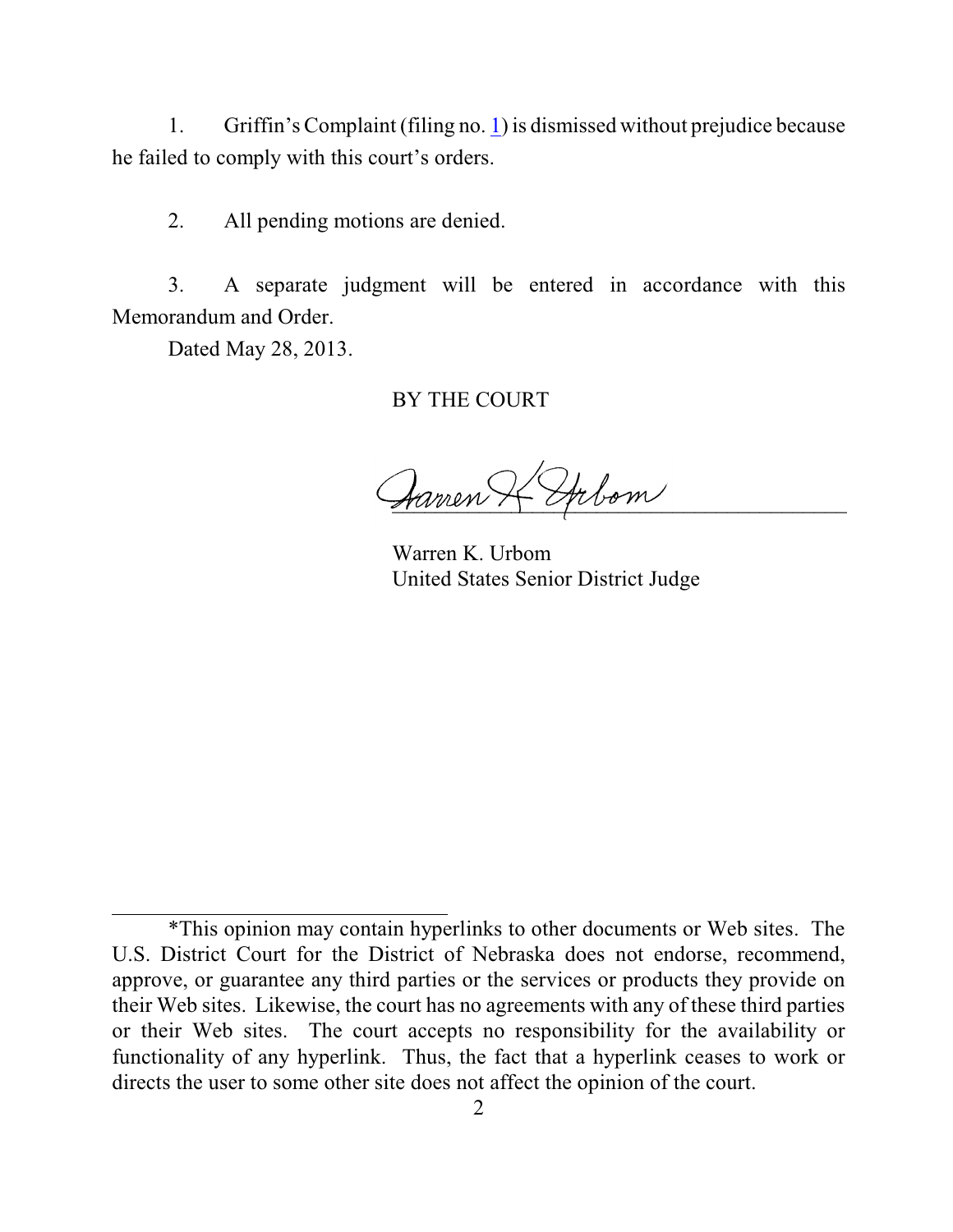1. Griffin's Complaint (filing no. 1) is dismissed without prejudice because he failed to comply with this court's orders.

2. All pending motions are denied.

3. A separate judgment will be entered in accordance with this Memorandum and Order.

Dated May 28, 2013.

BY THE COURT

Warren K. Urbom
United States Senior District Judge

---

*This opinion may contain hyperlinks to other documents or Web sites. The U.S. District Court for the District of Nebraska does not endorse, recommend, approve, or guarantee any third parties or the services or products they provide on their Web sites. Likewise, the court has no agreements with any of these third parties or their Web sites. The court accepts no responsibility for the availability or functionality of any hyperlink. Thus, the fact that a hyperlink ceases to work or directs the user to some other site does not affect the opinion of the court.